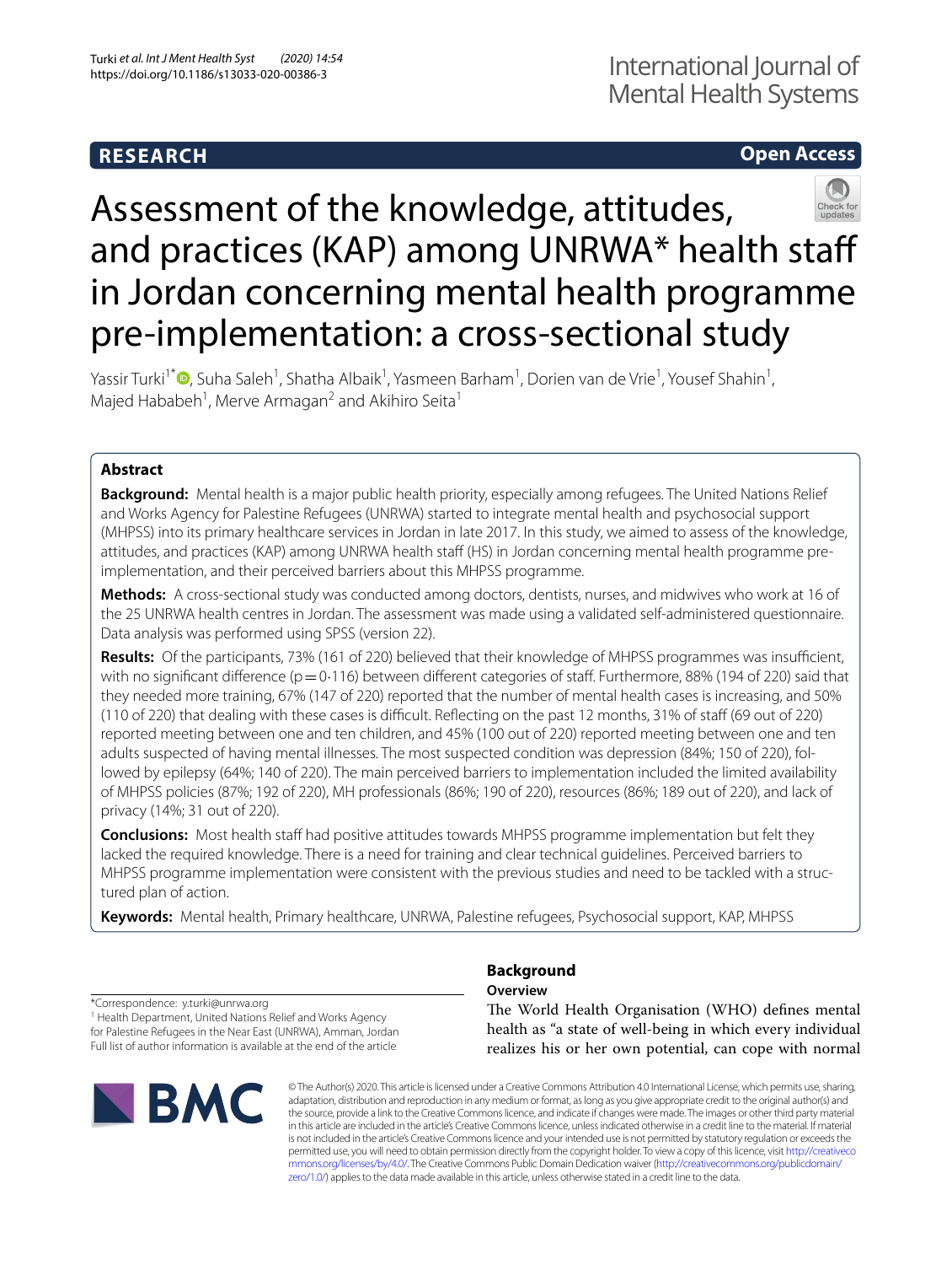**RESEARCH** **Open Access**

# Assessment of the knowledge, attitudes, and practices (KAP) among UNRWA* health staff in Jordan concerning mental health programme pre-implementation: a cross-sectional study

Yassir Turki[1*], Suha Saleh[1], Shatha Albaik[1], Yasmeen Barham[1], Dorien van de Vrie[1], Yousef Shahin[1], Majed Hababeh[1], Merve Armagan[2] and Akihiro Seita[1]

## Abstract

**Background:** Mental health is a major public health priority, especially among refugees. The United Nations Relief and Works Agency for Palestine Refugees (UNRWA) started to integrate mental health and psychosocial support (MHPSS) into its primary healthcare services in Jordan in late 2017. In this study, we aimed to assess of the knowledge, attitudes, and practices (KAP) among UNRWA health staff (HS) in Jordan concerning mental health programme pre-implementation, and their perceived barriers about this MHPSS programme.

**Methods:** A cross-sectional study was conducted among doctors, dentists, nurses, and midwives who work at 16 of the 25 UNRWA health centres in Jordan. The assessment was made using a validated self-administered questionnaire. Data analysis was performed using SPSS (version 22).

**Results:** Of the participants, 73% (161 of 220) believed that their knowledge of MHPSS programmes was insufficient, with no significant difference ($p = 0{\cdot}116$) between different categories of staff. Furthermore, 88% (194 of 220) said that they needed more training, 67% (147 of 220) reported that the number of mental health cases is increasing, and 50% (110 of 220) that dealing with these cases is difficult. Reflecting on the past 12 months, 31% of staff (69 out of 220) reported meeting between one and ten children, and 45% (100 out of 220) reported meeting between one and ten adults suspected of having mental illnesses. The most suspected condition was depression (84%; 150 of 220), followed by epilepsy (64%; 140 of 220). The main perceived barriers to implementation included the limited availability of MHPSS policies (87%; 192 of 220), MH professionals (86%; 190 of 220), resources (86%; 189 out of 220), and lack of privacy (14%; 31 out of 220).

**Conclusions:** Most health staff had positive attitudes towards MHPSS programme implementation but felt they lacked the required knowledge. There is a need for training and clear technical guidelines. Perceived barriers to MHPSS programme implementation were consistent with the previous studies and need to be tackled with a structured plan of action.

**Keywords:** Mental health, Primary healthcare, UNRWA, Palestine refugees, Psychosocial support, KAP, MHPSS

*Correspondence: y.turki@unrwa.org
[1] Health Department, United Nations Relief and Works Agency for Palestine Refugees in the Near East (UNRWA), Amman, Jordan
Full list of author information is available at the end of the article

## Background

### Overview

The World Health Organisation (WHO) defines mental health as "a state of well-being in which every individual realizes his or her own potential, can cope with normal

© The Author(s) 2020. This article is licensed under a Creative Commons Attribution 4.0 International License, which permits use, sharing, adaptation, distribution and reproduction in any medium or format, as long as you give appropriate credit to the original author(s) and the source, provide a link to the Creative Commons licence, and indicate if changes were made. The images or other third party material in this article are included in the article's Creative Commons licence, unless indicated otherwise in a credit line to the material. If material is not included in the article's Creative Commons licence and your intended use is not permitted by statutory regulation or exceeds the permitted use, you will need to obtain permission directly from the copyright holder. To view a copy of this licence, visit http://creativecommons.org/licenses/by/4.0/. The Creative Commons Public Domain Dedication waiver (http://creativecommons.org/publicdomain/zero/1.0/) applies to the data made available in this article, unless otherwise stated in a credit line to the data.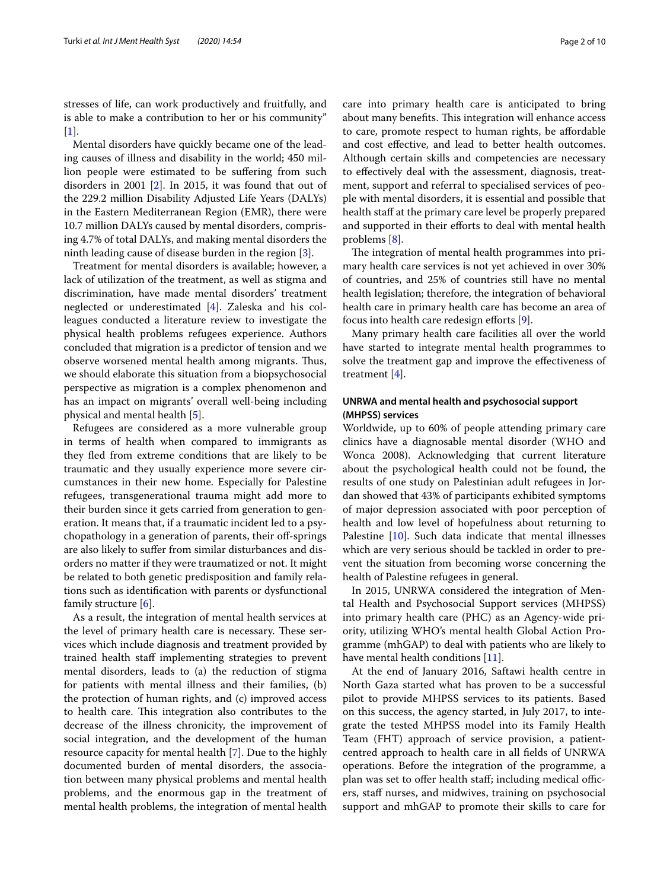stresses of life, can work productively and fruitfully, and is able to make a contribution to her or his community" [1].

Mental disorders have quickly became one of the leading causes of illness and disability in the world; 450 million people were estimated to be suffering from such disorders in 2001 [2]. In 2015, it was found that out of the 229.2 million Disability Adjusted Life Years (DALYs) in the Eastern Mediterranean Region (EMR), there were 10.7 million DALYs caused by mental disorders, comprising 4.7% of total DALYs, and making mental disorders the ninth leading cause of disease burden in the region [3].

Treatment for mental disorders is available; however, a lack of utilization of the treatment, as well as stigma and discrimination, have made mental disorders' treatment neglected or underestimated [4]. Zaleska and his colleagues conducted a literature review to investigate the physical health problems refugees experience. Authors concluded that migration is a predictor of tension and we observe worsened mental health among migrants. Thus, we should elaborate this situation from a biopsychosocial perspective as migration is a complex phenomenon and has an impact on migrants' overall well-being including physical and mental health [5].

Refugees are considered as a more vulnerable group in terms of health when compared to immigrants as they fled from extreme conditions that are likely to be traumatic and they usually experience more severe circumstances in their new home. Especially for Palestine refugees, transgenerational trauma might add more to their burden since it gets carried from generation to generation. It means that, if a traumatic incident led to a psychopathology in a generation of parents, their off-springs are also likely to suffer from similar disturbances and disorders no matter if they were traumatized or not. It might be related to both genetic predisposition and family relations such as identification with parents or dysfunctional family structure [6].

As a result, the integration of mental health services at the level of primary health care is necessary. These services which include diagnosis and treatment provided by trained health staff implementing strategies to prevent mental disorders, leads to (a) the reduction of stigma for patients with mental illness and their families, (b) the protection of human rights, and (c) improved access to health care. This integration also contributes to the decrease of the illness chronicity, the improvement of social integration, and the development of the human resource capacity for mental health [7]. Due to the highly documented burden of mental disorders, the association between many physical problems and mental health problems, and the enormous gap in the treatment of mental health problems, the integration of mental health care into primary health care is anticipated to bring about many benefits. This integration will enhance access to care, promote respect to human rights, be affordable and cost effective, and lead to better health outcomes. Although certain skills and competencies are necessary to effectively deal with the assessment, diagnosis, treatment, support and referral to specialised services of people with mental disorders, it is essential and possible that health staff at the primary care level be properly prepared and supported in their efforts to deal with mental health problems [8].

The integration of mental health programmes into primary health care services is not yet achieved in over 30% of countries, and 25% of countries still have no mental health legislation; therefore, the integration of behavioral health care in primary health care has become an area of focus into health care redesign efforts [9].

Many primary health care facilities all over the world have started to integrate mental health programmes to solve the treatment gap and improve the effectiveness of treatment [4].

### UNRWA and mental health and psychosocial support (MHPSS) services

Worldwide, up to 60% of people attending primary care clinics have a diagnosable mental disorder (WHO and Wonca 2008). Acknowledging that current literature about the psychological health could not be found, the results of one study on Palestinian adult refugees in Jordan showed that 43% of participants exhibited symptoms of major depression associated with poor perception of health and low level of hopefulness about returning to Palestine [10]. Such data indicate that mental illnesses which are very serious should be tackled in order to prevent the situation from becoming worse concerning the health of Palestine refugees in general.

In 2015, UNRWA considered the integration of Mental Health and Psychosocial Support services (MHPSS) into primary health care (PHC) as an Agency-wide priority, utilizing WHO's mental health Global Action Programme (mhGAP) to deal with patients who are likely to have mental health conditions [11].

At the end of January 2016, Saftawi health centre in North Gaza started what has proven to be a successful pilot to provide MHPSS services to its patients. Based on this success, the agency started, in July 2017, to integrate the tested MHPSS model into its Family Health Team (FHT) approach of service provision, a patient-centred approach to health care in all fields of UNRWA operations. Before the integration of the programme, a plan was set to offer health staff; including medical officers, staff nurses, and midwives, training on psychosocial support and mhGAP to promote their skills to care for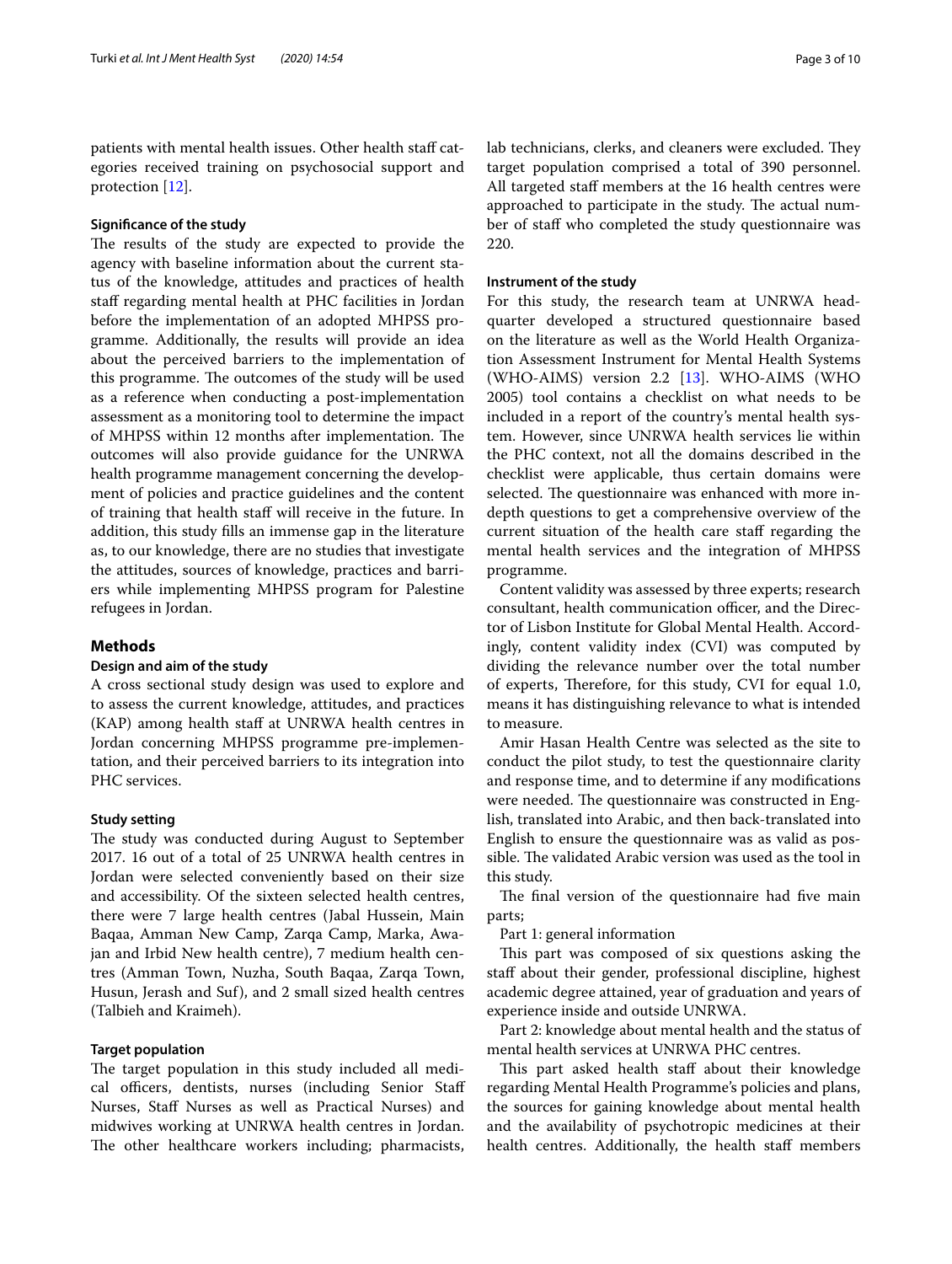patients with mental health issues. Other health staff categories received training on psychosocial support and protection [12].

### Significance of the study

The results of the study are expected to provide the agency with baseline information about the current status of the knowledge, attitudes and practices of health staff regarding mental health at PHC facilities in Jordan before the implementation of an adopted MHPSS programme. Additionally, the results will provide an idea about the perceived barriers to the implementation of this programme. The outcomes of the study will be used as a reference when conducting a post-implementation assessment as a monitoring tool to determine the impact of MHPSS within 12 months after implementation. The outcomes will also provide guidance for the UNRWA health programme management concerning the development of policies and practice guidelines and the content of training that health staff will receive in the future. In addition, this study fills an immense gap in the literature as, to our knowledge, there are no studies that investigate the attitudes, sources of knowledge, practices and barriers while implementing MHPSS program for Palestine refugees in Jordan.

## Methods

### Design and aim of the study

A cross sectional study design was used to explore and to assess the current knowledge, attitudes, and practices (KAP) among health staff at UNRWA health centres in Jordan concerning MHPSS programme pre-implementation, and their perceived barriers to its integration into PHC services.

### Study setting

The study was conducted during August to September 2017. 16 out of a total of 25 UNRWA health centres in Jordan were selected conveniently based on their size and accessibility. Of the sixteen selected health centres, there were 7 large health centres (Jabal Hussein, Main Baqaa, Amman New Camp, Zarqa Camp, Marka, Awajan and Irbid New health centre), 7 medium health centres (Amman Town, Nuzha, South Baqaa, Zarqa Town, Husun, Jerash and Suf), and 2 small sized health centres (Talbieh and Kraimeh).

### Target population

The target population in this study included all medical officers, dentists, nurses (including Senior Staff Nurses, Staff Nurses as well as Practical Nurses) and midwives working at UNRWA health centres in Jordan. The other healthcare workers including; pharmacists, lab technicians, clerks, and cleaners were excluded. They target population comprised a total of 390 personnel. All targeted staff members at the 16 health centres were approached to participate in the study. The actual number of staff who completed the study questionnaire was 220.

### Instrument of the study

For this study, the research team at UNRWA headquarter developed a structured questionnaire based on the literature as well as the World Health Organization Assessment Instrument for Mental Health Systems (WHO-AIMS) version 2.2 [13]. WHO-AIMS (WHO 2005) tool contains a checklist on what needs to be included in a report of the country's mental health system. However, since UNRWA health services lie within the PHC context, not all the domains described in the checklist were applicable, thus certain domains were selected. The questionnaire was enhanced with more in-depth questions to get a comprehensive overview of the current situation of the health care staff regarding the mental health services and the integration of MHPSS programme.

Content validity was assessed by three experts; research consultant, health communication officer, and the Director of Lisbon Institute for Global Mental Health. Accordingly, content validity index (CVI) was computed by dividing the relevance number over the total number of experts, Therefore, for this study, CVI for equal 1.0, means it has distinguishing relevance to what is intended to measure.

Amir Hasan Health Centre was selected as the site to conduct the pilot study, to test the questionnaire clarity and response time, and to determine if any modifications were needed. The questionnaire was constructed in English, translated into Arabic, and then back-translated into English to ensure the questionnaire was as valid as possible. The validated Arabic version was used as the tool in this study.

The final version of the questionnaire had five main parts;

Part 1: general information

This part was composed of six questions asking the staff about their gender, professional discipline, highest academic degree attained, year of graduation and years of experience inside and outside UNRWA.

Part 2: knowledge about mental health and the status of mental health services at UNRWA PHC centres.

This part asked health staff about their knowledge regarding Mental Health Programme's policies and plans, the sources for gaining knowledge about mental health and the availability of psychotropic medicines at their health centres. Additionally, the health staff members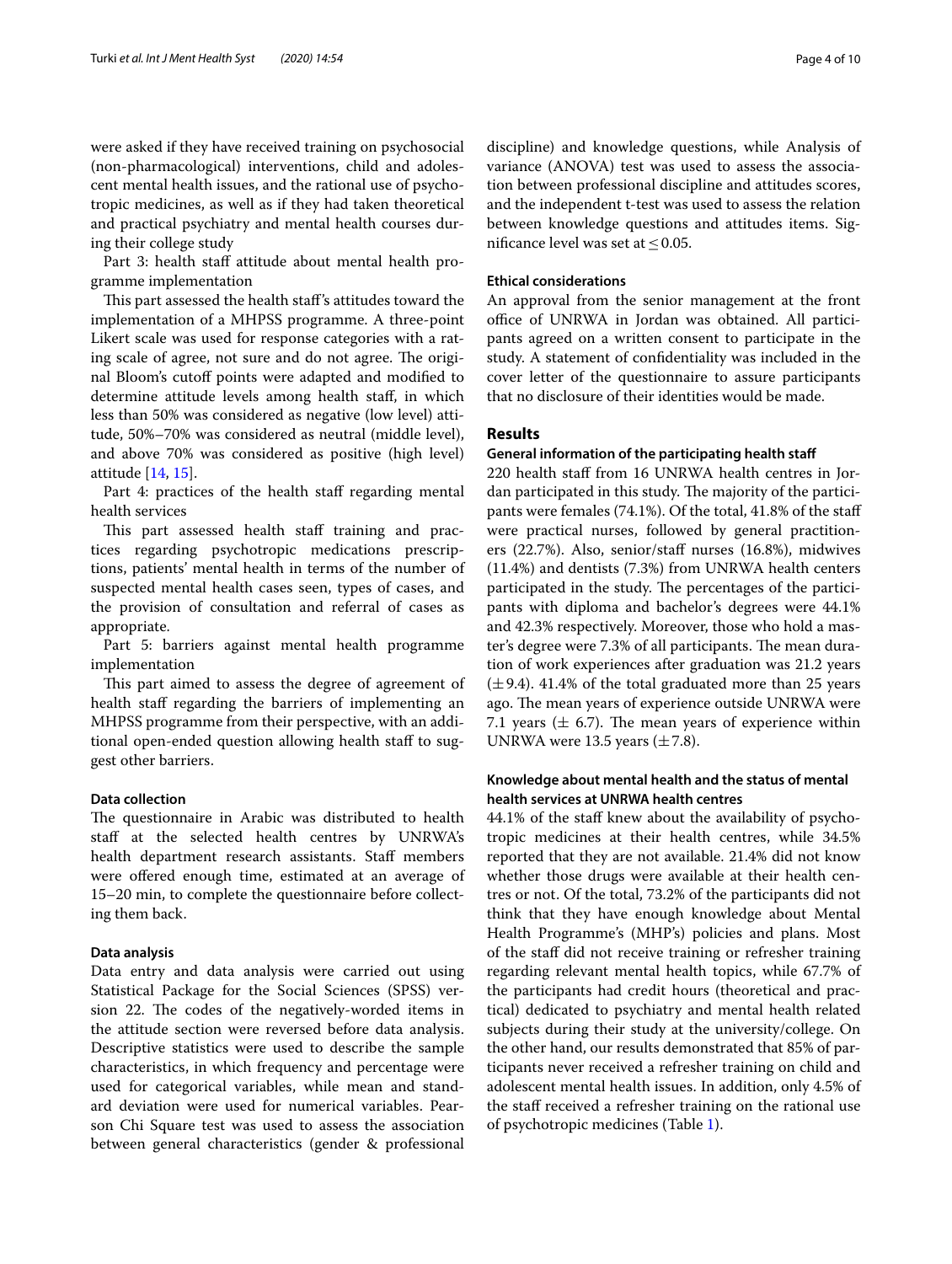were asked if they have received training on psychosocial (non-pharmacological) interventions, child and adolescent mental health issues, and the rational use of psychotropic medicines, as well as if they had taken theoretical and practical psychiatry and mental health courses during their college study

Part 3: health staff attitude about mental health programme implementation

This part assessed the health staff's attitudes toward the implementation of a MHPSS programme. A three-point Likert scale was used for response categories with a rating scale of agree, not sure and do not agree. The original Bloom's cutoff points were adapted and modified to determine attitude levels among health staff, in which less than 50% was considered as negative (low level) attitude, 50%–70% was considered as neutral (middle level), and above 70% was considered as positive (high level) attitude [14, 15].

Part 4: practices of the health staff regarding mental health services

This part assessed health staff training and practices regarding psychotropic medications prescriptions, patients' mental health in terms of the number of suspected mental health cases seen, types of cases, and the provision of consultation and referral of cases as appropriate.

Part 5: barriers against mental health programme implementation

This part aimed to assess the degree of agreement of health staff regarding the barriers of implementing an MHPSS programme from their perspective, with an additional open-ended question allowing health staff to suggest other barriers.

### Data collection

The questionnaire in Arabic was distributed to health staff at the selected health centres by UNRWA's health department research assistants. Staff members were offered enough time, estimated at an average of 15–20 min, to complete the questionnaire before collecting them back.

### Data analysis

Data entry and data analysis were carried out using Statistical Package for the Social Sciences (SPSS) version 22. The codes of the negatively-worded items in the attitude section were reversed before data analysis. Descriptive statistics were used to describe the sample characteristics, in which frequency and percentage were used for categorical variables, while mean and standard deviation were used for numerical variables. Pearson Chi Square test was used to assess the association between general characteristics (gender & professional discipline) and knowledge questions, while Analysis of variance (ANOVA) test was used to assess the association between professional discipline and attitudes scores, and the independent t-test was used to assess the relation between knowledge questions and attitudes items. Significance level was set at $\leq 0.05$.

### Ethical considerations

An approval from the senior management at the front office of UNRWA in Jordan was obtained. All participants agreed on a written consent to participate in the study. A statement of confidentiality was included in the cover letter of the questionnaire to assure participants that no disclosure of their identities would be made.

## Results

### General information of the participating health staff

220 health staff from 16 UNRWA health centres in Jordan participated in this study. The majority of the participants were females (74.1%). Of the total, 41.8% of the staff were practical nurses, followed by general practitioners (22.7%). Also, senior/staff nurses (16.8%), midwives (11.4%) and dentists (7.3%) from UNRWA health centers participated in the study. The percentages of the participants with diploma and bachelor's degrees were 44.1% and 42.3% respectively. Moreover, those who hold a master's degree were 7.3% of all participants. The mean duration of work experiences after graduation was 21.2 years ($\pm$9.4). 41.4% of the total graduated more than 25 years ago. The mean years of experience outside UNRWA were 7.1 years ($\pm$ 6.7). The mean years of experience within UNRWA were 13.5 years ($\pm$7.8).

### Knowledge about mental health and the status of mental health services at UNRWA health centres

44.1% of the staff knew about the availability of psychotropic medicines at their health centres, while 34.5% reported that they are not available. 21.4% did not know whether those drugs were available at their health centres or not. Of the total, 73.2% of the participants did not think that they have enough knowledge about Mental Health Programme's (MHP's) policies and plans. Most of the staff did not receive training or refresher training regarding relevant mental health topics, while 67.7% of the participants had credit hours (theoretical and practical) dedicated to psychiatry and mental health related subjects during their study at the university/college. On the other hand, our results demonstrated that 85% of participants never received a refresher training on child and adolescent mental health issues. In addition, only 4.5% of the staff received a refresher training on the rational use of psychotropic medicines (Table 1).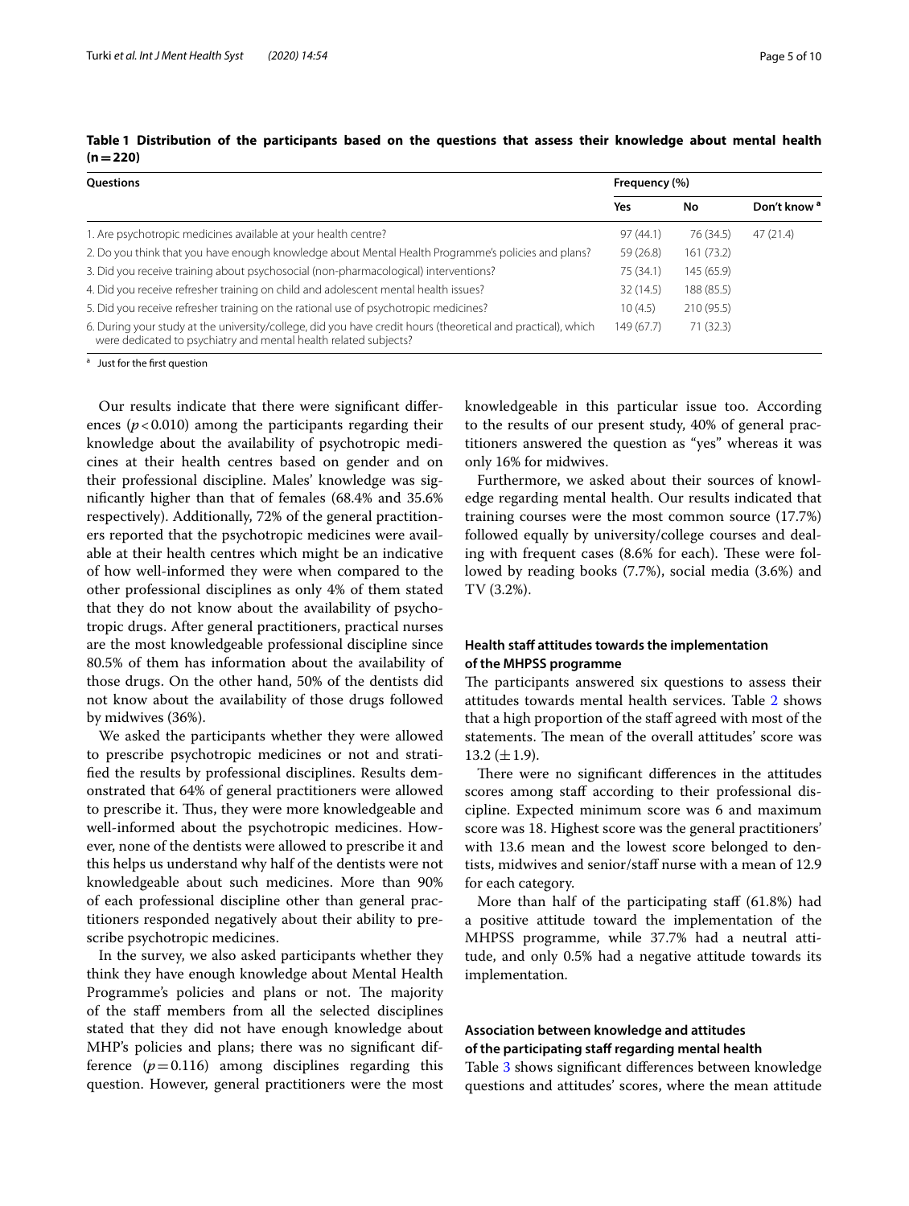**Table 1 Distribution of the participants based on the questions that assess their knowledge about mental health (n = 220)**

| Questions | Frequency (%) | | |
|---|---|---|---|
| | Yes | No | Don't know [a] |
| 1. Are psychotropic medicines available at your health centre? | 97 (44.1) | 76 (34.5) | 47 (21.4) |
| 2. Do you think that you have enough knowledge about Mental Health Programme's policies and plans? | 59 (26.8) | 161 (73.2) | |
| 3. Did you receive training about psychosocial (non-pharmacological) interventions? | 75 (34.1) | 145 (65.9) | |
| 4. Did you receive refresher training on child and adolescent mental health issues? | 32 (14.5) | 188 (85.5) | |
| 5. Did you receive refresher training on the rational use of psychotropic medicines? | 10 (4.5) | 210 (95.5) | |
| 6. During your study at the university/college, did you have credit hours (theoretical and practical), which were dedicated to psychiatry and mental health related subjects? | 149 (67.7) | 71 (32.3) | |

[a] Just for the first question

Our results indicate that there were significant differences ($p < 0.010$) among the participants regarding their knowledge about the availability of psychotropic medicines at their health centres based on gender and on their professional discipline. Males' knowledge was significantly higher than that of females (68.4% and 35.6% respectively). Additionally, 72% of the general practitioners reported that the psychotropic medicines were available at their health centres which might be an indicative of how well-informed they were when compared to the other professional disciplines as only 4% of them stated that they do not know about the availability of psychotropic drugs. After general practitioners, practical nurses are the most knowledgeable professional discipline since 80.5% of them has information about the availability of those drugs. On the other hand, 50% of the dentists did not know about the availability of those drugs followed by midwives (36%).

We asked the participants whether they were allowed to prescribe psychotropic medicines or not and stratified the results by professional disciplines. Results demonstrated that 64% of general practitioners were allowed to prescribe it. Thus, they were more knowledgeable and well-informed about the psychotropic medicines. However, none of the dentists were allowed to prescribe it and this helps us understand why half of the dentists were not knowledgeable about such medicines. More than 90% of each professional discipline other than general practitioners responded negatively about their ability to prescribe psychotropic medicines.

In the survey, we also asked participants whether they think they have enough knowledge about Mental Health Programme's policies and plans or not. The majority of the staff members from all the selected disciplines stated that they did not have enough knowledge about MHP's policies and plans; there was no significant difference ($p = 0.116$) among disciplines regarding this question. However, general practitioners were the most knowledgeable in this particular issue too. According to the results of our present study, 40% of general practitioners answered the question as "yes" whereas it was only 16% for midwives.

Furthermore, we asked about their sources of knowledge regarding mental health. Our results indicated that training courses were the most common source (17.7%) followed equally by university/college courses and dealing with frequent cases (8.6% for each). These were followed by reading books (7.7%), social media (3.6%) and TV (3.2%).

### Health staff attitudes towards the implementation of the MHPSS programme

The participants answered six questions to assess their attitudes towards mental health services. Table 2 shows that a high proportion of the staff agreed with most of the statements. The mean of the overall attitudes' score was 13.2 ($\pm 1.9$).

There were no significant differences in the attitudes scores among staff according to their professional discipline. Expected minimum score was 6 and maximum score was 18. Highest score was the general practitioners' with 13.6 mean and the lowest score belonged to dentists, midwives and senior/staff nurse with a mean of 12.9 for each category.

More than half of the participating staff (61.8%) had a positive attitude toward the implementation of the MHPSS programme, while 37.7% had a neutral attitude, and only 0.5% had a negative attitude towards its implementation.

### Association between knowledge and attitudes of the participating staff regarding mental health

Table 3 shows significant differences between knowledge questions and attitudes' scores, where the mean attitude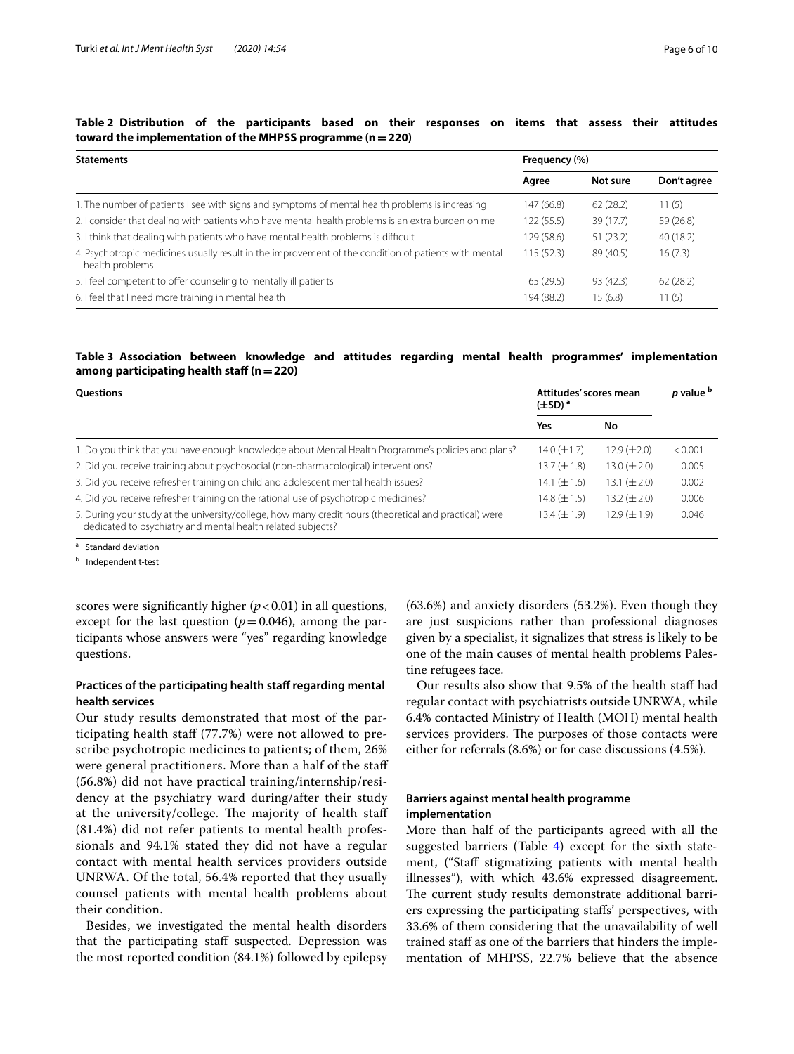**Table 2 Distribution of the participants based on their responses on items that assess their attitudes toward the implementation of the MHPSS programme (n = 220)**

| Statements | Frequency (%) | | |
|---|---|---|---|
| | Agree | Not sure | Don't agree |
| 1. The number of patients I see with signs and symptoms of mental health problems is increasing | 147 (66.8) | 62 (28.2) | 11 (5) |
| 2. I consider that dealing with patients who have mental health problems is an extra burden on me | 122 (55.5) | 39 (17.7) | 59 (26.8) |
| 3. I think that dealing with patients who have mental health problems is difficult | 129 (58.6) | 51 (23.2) | 40 (18.2) |
| 4. Psychotropic medicines usually result in the improvement of the condition of patients with mental health problems | 115 (52.3) | 89 (40.5) | 16 (7.3) |
| 5. I feel competent to offer counseling to mentally ill patients | 65 (29.5) | 93 (42.3) | 62 (28.2) |
| 6. I feel that I need more training in mental health | 194 (88.2) | 15 (6.8) | 11 (5) |

**Table 3 Association between knowledge and attitudes regarding mental health programmes' implementation among participating health staff (n = 220)**

| Questions | Attitudes' scores mean (±SD) [a] | | p value [b] |
|---|---|---|---|
| | Yes | No | |
| 1. Do you think that you have enough knowledge about Mental Health Programme's policies and plans? | 14.0 (±1.7) | 12.9 (±2.0) | <0.001 |
| 2. Did you receive training about psychosocial (non-pharmacological) interventions? | 13.7 (±1.8) | 13.0 (±2.0) | 0.005 |
| 3. Did you receive refresher training on child and adolescent mental health issues? | 14.1 (±1.6) | 13.1 (±2.0) | 0.002 |
| 4. Did you receive refresher training on the rational use of psychotropic medicines? | 14.8 (±1.5) | 13.2 (±2.0) | 0.006 |
| 5. During your study at the university/college, how many credit hours (theoretical and practical) were dedicated to psychiatry and mental health related subjects? | 13.4 (±1.9) | 12.9 (±1.9) | 0.046 |

[a] Standard deviation

[b] Independent t-test

scores were significantly higher ($p < 0.01$) in all questions, except for the last question ($p = 0.046$), among the participants whose answers were "yes" regarding knowledge questions.

### Practices of the participating health staff regarding mental health services

Our study results demonstrated that most of the participating health staff (77.7%) were not allowed to prescribe psychotropic medicines to patients; of them, 26% were general practitioners. More than a half of the staff (56.8%) did not have practical training/internship/residency at the psychiatry ward during/after their study at the university/college. The majority of health staff (81.4%) did not refer patients to mental health professionals and 94.1% stated they did not have a regular contact with mental health services providers outside UNRWA. Of the total, 56.4% reported that they usually counsel patients with mental health problems about their condition.

Besides, we investigated the mental health disorders that the participating staff suspected. Depression was the most reported condition (84.1%) followed by epilepsy (63.6%) and anxiety disorders (53.2%). Even though they are just suspicions rather than professional diagnoses given by a specialist, it signalizes that stress is likely to be one of the main causes of mental health problems Palestine refugees face.

Our results also show that 9.5% of the health staff had regular contact with psychiatrists outside UNRWA, while 6.4% contacted Ministry of Health (MOH) mental health services providers. The purposes of those contacts were either for referrals (8.6%) or for case discussions (4.5%).

### Barriers against mental health programme implementation

More than half of the participants agreed with all the suggested barriers (Table 4) except for the sixth statement, ("Staff stigmatizing patients with mental health illnesses"), with which 43.6% expressed disagreement. The current study results demonstrate additional barriers expressing the participating staffs' perspectives, with 33.6% of them considering that the unavailability of well trained staff as one of the barriers that hinders the implementation of MHPSS, 22.7% believe that the absence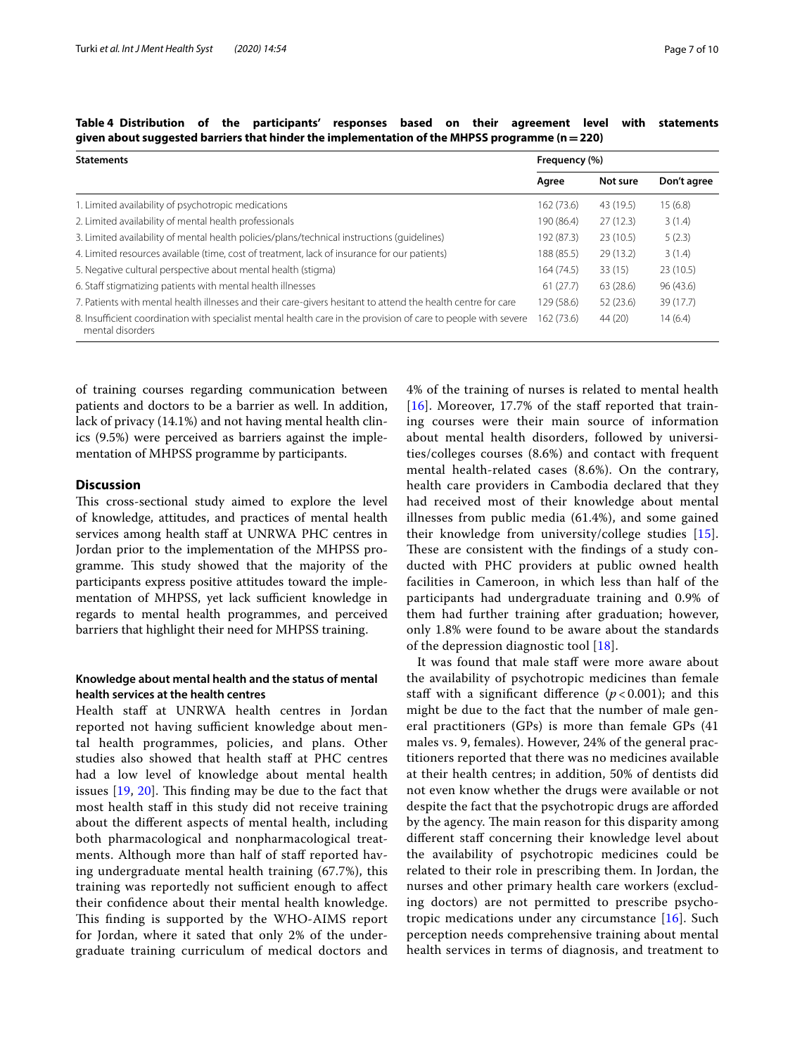**Table 4 Distribution of the participants' responses based on their agreement level with statements given about suggested barriers that hinder the implementation of the MHPSS programme (n = 220)**

| Statements | Frequency (%) | | |
|---|---|---|---|
| | Agree | Not sure | Don't agree |
| 1. Limited availability of psychotropic medications | 162 (73.6) | 43 (19.5) | 15 (6.8) |
| 2. Limited availability of mental health professionals | 190 (86.4) | 27 (12.3) | 3 (1.4) |
| 3. Limited availability of mental health policies/plans/technical instructions (guidelines) | 192 (87.3) | 23 (10.5) | 5 (2.3) |
| 4. Limited resources available (time, cost of treatment, lack of insurance for our patients) | 188 (85.5) | 29 (13.2) | 3 (1.4) |
| 5. Negative cultural perspective about mental health (stigma) | 164 (74.5) | 33 (15) | 23 (10.5) |
| 6. Staff stigmatizing patients with mental health illnesses | 61 (27.7) | 63 (28.6) | 96 (43.6) |
| 7. Patients with mental health illnesses and their care-givers hesitant to attend the health centre for care | 129 (58.6) | 52 (23.6) | 39 (17.7) |
| 8. Insufficient coordination with specialist mental health care in the provision of care to people with severe mental disorders | 162 (73.6) | 44 (20) | 14 (6.4) |

of training courses regarding communication between patients and doctors to be a barrier as well. In addition, lack of privacy (14.1%) and not having mental health clinics (9.5%) were perceived as barriers against the implementation of MHPSS programme by participants.

## Discussion

This cross-sectional study aimed to explore the level of knowledge, attitudes, and practices of mental health services among health staff at UNRWA PHC centres in Jordan prior to the implementation of the MHPSS programme. This study showed that the majority of the participants express positive attitudes toward the implementation of MHPSS, yet lack sufficient knowledge in regards to mental health programmes, and perceived barriers that highlight their need for MHPSS training.

### Knowledge about mental health and the status of mental health services at the health centres

Health staff at UNRWA health centres in Jordan reported not having sufficient knowledge about mental health programmes, policies, and plans. Other studies also showed that health staff at PHC centres had a low level of knowledge about mental health issues [19, 20]. This finding may be due to the fact that most health staff in this study did not receive training about the different aspects of mental health, including both pharmacological and nonpharmacological treatments. Although more than half of staff reported having undergraduate mental health training (67.7%), this training was reportedly not sufficient enough to affect their confidence about their mental health knowledge. This finding is supported by the WHO-AIMS report for Jordan, where it sated that only 2% of the undergraduate training curriculum of medical doctors and 4% of the training of nurses is related to mental health [16]. Moreover, 17.7% of the staff reported that training courses were their main source of information about mental health disorders, followed by universities/colleges courses (8.6%) and contact with frequent mental health-related cases (8.6%). On the contrary, health care providers in Cambodia declared that they had received most of their knowledge about mental illnesses from public media (61.4%), and some gained their knowledge from university/college studies [15]. These are consistent with the findings of a study conducted with PHC providers at public owned health facilities in Cameroon, in which less than half of the participants had undergraduate training and 0.9% of them had further training after graduation; however, only 1.8% were found to be aware about the standards of the depression diagnostic tool [18].

It was found that male staff were more aware about the availability of psychotropic medicines than female staff with a significant difference ($p < 0.001$); and this might be due to the fact that the number of male general practitioners (GPs) is more than female GPs (41 males vs. 9, females). However, 24% of the general practitioners reported that there was no medicines available at their health centres; in addition, 50% of dentists did not even know whether the drugs were available or not despite the fact that the psychotropic drugs are afforded by the agency. The main reason for this disparity among different staff concerning their knowledge level about the availability of psychotropic medicines could be related to their role in prescribing them. In Jordan, the nurses and other primary health care workers (excluding doctors) are not permitted to prescribe psychotropic medications under any circumstance [16]. Such perception needs comprehensive training about mental health services in terms of diagnosis, and treatment to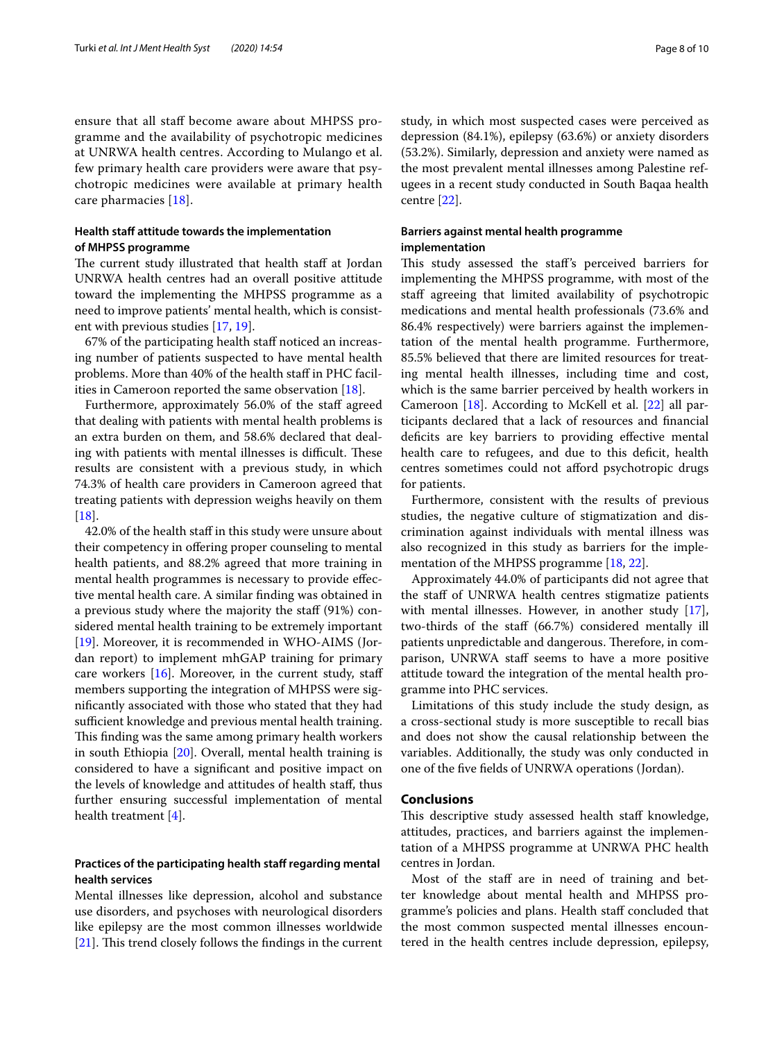ensure that all staff become aware about MHPSS programme and the availability of psychotropic medicines at UNRWA health centres. According to Mulango et al. few primary health care providers were aware that psychotropic medicines were available at primary health care pharmacies [18].

### Health staff attitude towards the implementation of MHPSS programme

The current study illustrated that health staff at Jordan UNRWA health centres had an overall positive attitude toward the implementing the MHPSS programme as a need to improve patients' mental health, which is consistent with previous studies [17, 19].

67% of the participating health staff noticed an increasing number of patients suspected to have mental health problems. More than 40% of the health staff in PHC facilities in Cameroon reported the same observation [18].

Furthermore, approximately 56.0% of the staff agreed that dealing with patients with mental health problems is an extra burden on them, and 58.6% declared that dealing with patients with mental illnesses is difficult. These results are consistent with a previous study, in which 74.3% of health care providers in Cameroon agreed that treating patients with depression weighs heavily on them [18].

42.0% of the health staff in this study were unsure about their competency in offering proper counseling to mental health patients, and 88.2% agreed that more training in mental health programmes is necessary to provide effective mental health care. A similar finding was obtained in a previous study where the majority the staff (91%) considered mental health training to be extremely important [19]. Moreover, it is recommended in WHO-AIMS (Jordan report) to implement mhGAP training for primary care workers [16]. Moreover, in the current study, staff members supporting the integration of MHPSS were significantly associated with those who stated that they had sufficient knowledge and previous mental health training. This finding was the same among primary health workers in south Ethiopia [20]. Overall, mental health training is considered to have a significant and positive impact on the levels of knowledge and attitudes of health staff, thus further ensuring successful implementation of mental health treatment [4].

### Practices of the participating health staff regarding mental health services

Mental illnesses like depression, alcohol and substance use disorders, and psychoses with neurological disorders like epilepsy are the most common illnesses worldwide [21]. This trend closely follows the findings in the current study, in which most suspected cases were perceived as depression (84.1%), epilepsy (63.6%) or anxiety disorders (53.2%). Similarly, depression and anxiety were named as the most prevalent mental illnesses among Palestine refugees in a recent study conducted in South Baqaa health centre [22].

### Barriers against mental health programme implementation

This study assessed the staff's perceived barriers for implementing the MHPSS programme, with most of the staff agreeing that limited availability of psychotropic medications and mental health professionals (73.6% and 86.4% respectively) were barriers against the implementation of the mental health programme. Furthermore, 85.5% believed that there are limited resources for treating mental health illnesses, including time and cost, which is the same barrier perceived by health workers in Cameroon [18]. According to McKell et al. [22] all participants declared that a lack of resources and financial deficits are key barriers to providing effective mental health care to refugees, and due to this deficit, health centres sometimes could not afford psychotropic drugs for patients.

Furthermore, consistent with the results of previous studies, the negative culture of stigmatization and discrimination against individuals with mental illness was also recognized in this study as barriers for the implementation of the MHPSS programme [18, 22].

Approximately 44.0% of participants did not agree that the staff of UNRWA health centres stigmatize patients with mental illnesses. However, in another study [17], two-thirds of the staff (66.7%) considered mentally ill patients unpredictable and dangerous. Therefore, in comparison, UNRWA staff seems to have a more positive attitude toward the integration of the mental health programme into PHC services.

Limitations of this study include the study design, as a cross-sectional study is more susceptible to recall bias and does not show the causal relationship between the variables. Additionally, the study was only conducted in one of the five fields of UNRWA operations (Jordan).

## Conclusions

This descriptive study assessed health staff knowledge, attitudes, practices, and barriers against the implementation of a MHPSS programme at UNRWA PHC health centres in Jordan.

Most of the staff are in need of training and better knowledge about mental health and MHPSS programme's policies and plans. Health staff concluded that the most common suspected mental illnesses encountered in the health centres include depression, epilepsy,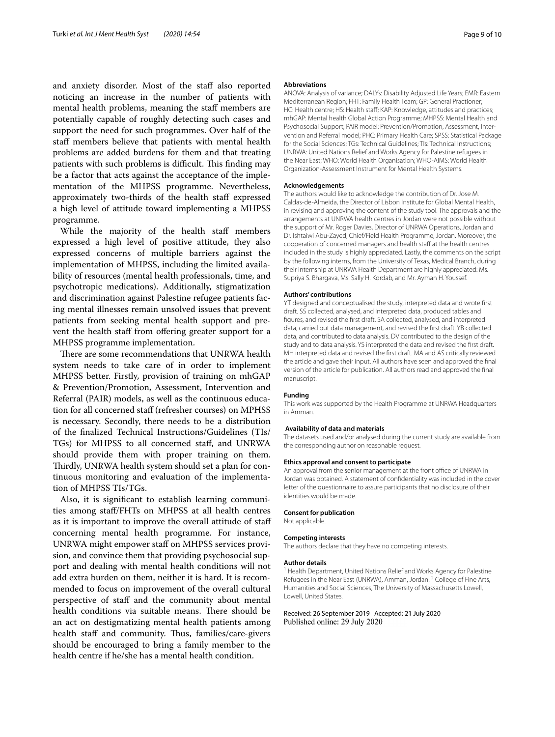and anxiety disorder. Most of the staff also reported noticing an increase in the number of patients with mental health problems, meaning the staff members are potentially capable of roughly detecting such cases and support the need for such programmes. Over half of the staff members believe that patients with mental health problems are added burdens for them and that treating patients with such problems is difficult. This finding may be a factor that acts against the acceptance of the implementation of the MHPSS programme. Nevertheless, approximately two-thirds of the health staff expressed a high level of attitude toward implementing a MHPSS programme.

While the majority of the health staff members expressed a high level of positive attitude, they also expressed concerns of multiple barriers against the implementation of MHPSS, including the limited availability of resources (mental health professionals, time, and psychotropic medications). Additionally, stigmatization and discrimination against Palestine refugee patients facing mental illnesses remain unsolved issues that prevent patients from seeking mental health support and prevent the health staff from offering greater support for a MHPSS programme implementation.

There are some recommendations that UNRWA health system needs to take care of in order to implement MHPSS better. Firstly, provision of training on mhGAP & Prevention/Promotion, Assessment, Intervention and Referral (PAIR) models, as well as the continuous education for all concerned staff (refresher courses) on MPHSS is necessary. Secondly, there needs to be a distribution of the finalized Technical Instructions/Guidelines (TIs/TGs) for MHPSS to all concerned staff, and UNRWA should provide them with proper training on them. Thirdly, UNRWA health system should set a plan for continuous monitoring and evaluation of the implementation of MHPSS TIs/TGs.

Also, it is significant to establish learning communities among staff/FHTs on MHPSS at all health centres as it is important to improve the overall attitude of staff concerning mental health programme. For instance, UNRWA might empower staff on MHPSS services provision, and convince them that providing psychosocial support and dealing with mental health conditions will not add extra burden on them, neither it is hard. It is recommended to focus on improvement of the overall cultural perspective of staff and the community about mental health conditions via suitable means. There should be an act on destigmatizing mental health patients among health staff and community. Thus, families/care-givers should be encouraged to bring a family member to the health centre if he/she has a mental health condition.

#### Abbreviations

ANOVA: Analysis of variance; DALYs: Disability Adjusted Life Years; EMR: Eastern Mediterranean Region; FHT: Family Health Team; GP: General Practioner; HC: Health centre; HS: Health staff; KAP: Knowledge, attitudes and practices; mhGAP: Mental health Global Action Programme; MHPSS: Mental Health and Psychosocial Support; PAIR model: Prevention/Promotion, Assessment, Intervention and Referral model; PHC: Primary Health Care; SPSS: Statistical Package for the Social Sciences; TGs: Technical Guidelines; TIs: Technical Instructions; UNRWA: United Nations Relief and Works Agency for Palestine refugees in the Near East; WHO: World Health Organisation; WHO-AIMS: World Health Organization-Assessment Instrument for Mental Health Systems.

#### Acknowledgements

The authors would like to acknowledge the contribution of Dr. Jose M. Caldas-de-Almeida, the Director of Lisbon Institute for Global Mental Health, in revising and approving the content of the study tool. The approvals and the arrangements at UNRWA health centres in Jordan were not possible without the support of Mr. Roger Davies, Director of UNRWA Operations, Jordan and Dr. Ishtaiwi Abu-Zayed, Chief/Field Health Programme, Jordan. Moreover, the cooperation of concerned managers and health staff at the health centres included in the study is highly appreciated. Lastly, the comments on the script by the following interns, from the University of Texas, Medical Branch, during their internship at UNRWA Health Department are highly appreciated: Ms. Supriya S. Bhargava, Ms. Sally H. Kordab, and Mr. Ayman H. Youssef.

#### Authors' contributions

YT designed and conceptualised the study, interpreted data and wrote first draft. SS collected, analysed, and interpreted data, produced tables and figures, and revised the first draft. SA collected, analysed, and interpreted data, carried out data management, and revised the first draft. YB collected data, and contributed to data analysis. DV contributed to the design of the study and to data analysis. YS interpreted the data and revised the first draft. MH interpreted data and revised the first draft. MA and AS critically reviewed the article and gave their input. All authors have seen and approved the final version of the article for publication. All authors read and approved the final manuscript.

#### Funding

This work was supported by the Health Programme at UNRWA Headquarters in Amman.

#### Availability of data and materials

The datasets used and/or analysed during the current study are available from the corresponding author on reasonable request.

#### Ethics approval and consent to participate

An approval from the senior management at the front office of UNRWA in Jordan was obtained. A statement of confidentiality was included in the cover letter of the questionnaire to assure participants that no disclosure of their identities would be made.

#### Consent for publication

Not applicable.

#### Competing interests

The authors declare that they have no competing interests.

#### Author details

[1] Health Department, United Nations Relief and Works Agency for Palestine Refugees in the Near East (UNRWA), Amman, Jordan. [2] College of Fine Arts, Humanities and Social Sciences, The University of Massachusetts Lowell, Lowell, United States.

Received: 26 September 2019 Accepted: 21 July 2020
Published online: 29 July 2020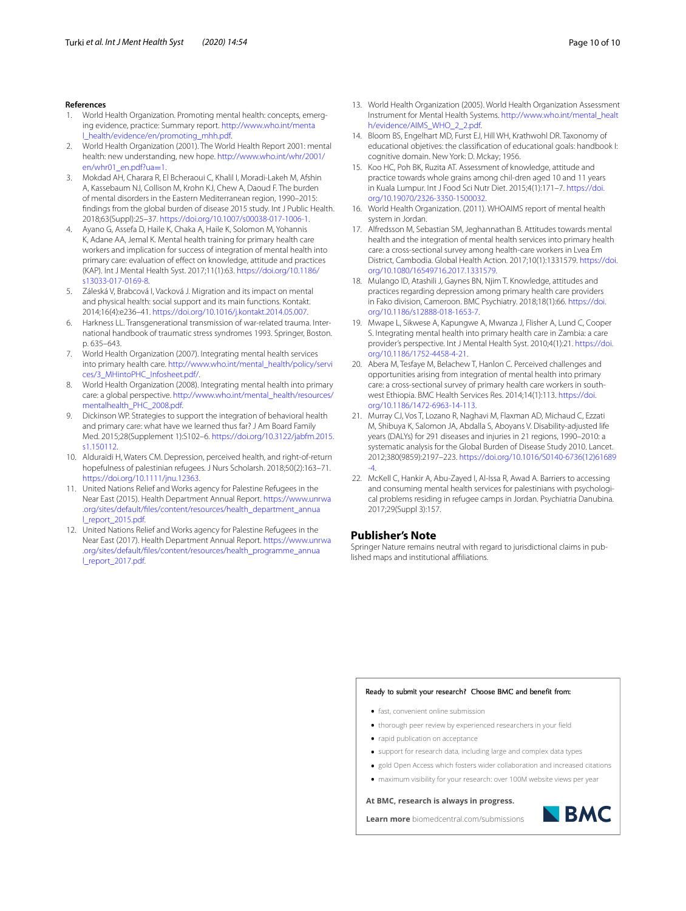## References

1. World Health Organization. Promoting mental health: concepts, emerging evidence, practice: Summary report. http://www.who.int/mental_health/evidence/en/promoting_mhh.pdf.
2. World Health Organization (2001). The World Health Report 2001: mental health: new understanding, new hope. http://www.who.int/whr/2001/en/whr01_en.pdf?ua=1.
3. Mokdad AH, Charara R, El Bcheraoui C, Khalil I, Moradi-Lakeh M, Afshin A, Kassebaum NJ, Collison M, Krohn KJ, Chew A, Daoud F. The burden of mental disorders in the Eastern Mediterranean region, 1990–2015: findings from the global burden of disease 2015 study. Int J Public Health. 2018;63(Suppl):25–37. https://doi.org/10.1007/s00038-017-1006-1.
4. Ayano G, Assefa D, Haile K, Chaka A, Haile K, Solomon M, Yohannis K, Adane AA, Jemal K. Mental health training for primary health care workers and implication for success of integration of mental health into primary care: evaluation of effect on knowledge, attitude and practices (KAP). Int J Mental Health Syst. 2017;11(1):63. https://doi.org/10.1186/s13033-017-0169-8.
5. Záleská V, Brabcová I, Vacková J. Migration and its impact on mental and physical health: social support and its main functions. Kontakt. 2014;16(4):e236–41. https://doi.org/10.1016/j.kontakt.2014.05.007.
6. Harkness LL. Transgenerational transmission of war-related trauma. International handbook of traumatic stress syndromes 1993. Springer, Boston. p. 635–643.
7. World Health Organization (2007). Integrating mental health services into primary health care. http://www.who.int/mental_health/policy/services/3_MHintoPHC_Infosheet.pdf/.
8. World Health Organization (2008). Integrating mental health into primary care: a global perspective. http://www.who.int/mental_health/resources/mentalhealth_PHC_2008.pdf.
9. Dickinson WP. Strategies to support the integration of behavioral health and primary care: what have we learned thus far? J Am Board Family Med. 2015;28(Supplement 1):S102–6. https://doi.org/10.3122/jabfm.2015.s1.150112.
10. Alduraidi H, Waters CM. Depression, perceived health, and right-of-return hopefulness of palestinian refugees. J Nurs Scholarsh. 2018;50(2):163–71. https://doi.org/10.1111/jnu.12363.
11. United Nations Relief and Works agency for Palestine Refugees in the Near East (2015). Health Department Annual Report. https://www.unrwa.org/sites/default/files/content/resources/health_department_annual_report_2015.pdf.
12. United Nations Relief and Works agency for Palestine Refugees in the Near East (2017). Health Department Annual Report. https://www.unrwa.org/sites/default/files/content/resources/health_programme_annual_report_2017.pdf.
13. World Health Organization (2005). World Health Organization Assessment Instrument for Mental Health Systems. http://www.who.int/mental_health/evidence/AIMS_WHO_2_2.pdf.
14. Bloom BS, Engelhart MD, Furst EJ, Hill WH, Krathwohl DR. Taxonomy of educational objetives: the classification of educational goals: handbook I: cognitive domain. New York: D. Mckay; 1956.
15. Koo HC, Poh BK, Ruzita AT. Assessment of knowledge, attitude and practice towards whole grains among chil-dren aged 10 and 11 years in Kuala Lumpur. Int J Food Sci Nutr Diet. 2015;4(1):171–7. https://doi.org/10.19070/2326-3350-1500032.
16. World Health Organization. (2011). WHOAIMS report of mental health system in Jordan.
17. Alfredsson M, Sebastian SM, Jeghannathan B. Attitudes towards mental health and the integration of mental health services into primary health care: a cross-sectional survey among health-care workers in Lvea Em District, Cambodia. Global Health Action. 2017;10(1):1331579. https://doi.org/10.1080/16549716.2017.1331579.
18. Mulango ID, Atashili J, Gaynes BN, Njim T. Knowledge, attitudes and practices regarding depression among primary health care providers in Fako division, Cameroon. BMC Psychiatry. 2018;18(1):66. https://doi.org/10.1186/s12888-018-1653-7.
19. Mwape L, Sikwese A, Kapungwe A, Mwanza J, Flisher A, Lund C, Cooper S. Integrating mental health into primary health care in Zambia: a care provider's perspective. Int J Mental Health Syst. 2010;4(1):21. https://doi.org/10.1186/1752-4458-4-21.
20. Abera M, Tesfaye M, Belachew T, Hanlon C. Perceived challenges and opportunities arising from integration of mental health into primary care: a cross-sectional survey of primary health care workers in south-west Ethiopia. BMC Health Services Res. 2014;14(1):113. https://doi.org/10.1186/1472-6963-14-113.
21. Murray CJ, Vos T, Lozano R, Naghavi M, Flaxman AD, Michaud C, Ezzati M, Shibuya K, Salomon JA, Abdalla S, Aboyans V. Disability-adjusted life years (DALYs) for 291 diseases and injuries in 21 regions, 1990–2010: a systematic analysis for the Global Burden of Disease Study 2010. Lancet. 2012;380(9859):2197–223. https://doi.org/10.1016/S0140-6736(12)61689-4.
22. McKell C, Hankir A, Abu-Zayed I, Al-Issa R, Awad A. Barriers to accessing and consuming mental health services for palestinians with psychological problems residing in refugee camps in Jordan. Psychiatria Danubina. 2017;29(Suppl 3):157.

## Publisher's Note

Springer Nature remains neutral with regard to jurisdictional claims in published maps and institutional affiliations.

Ready to submit your research? Choose BMC and benefit from:

- fast, convenient online submission
- thorough peer review by experienced researchers in your field
- rapid publication on acceptance
- support for research data, including large and complex data types
- gold Open Access which fosters wider collaboration and increased citations
- maximum visibility for your research: over 100M website views per year

**At BMC, research is always in progress.**

**Learn more** biomedcentral.com/submissions

BMC